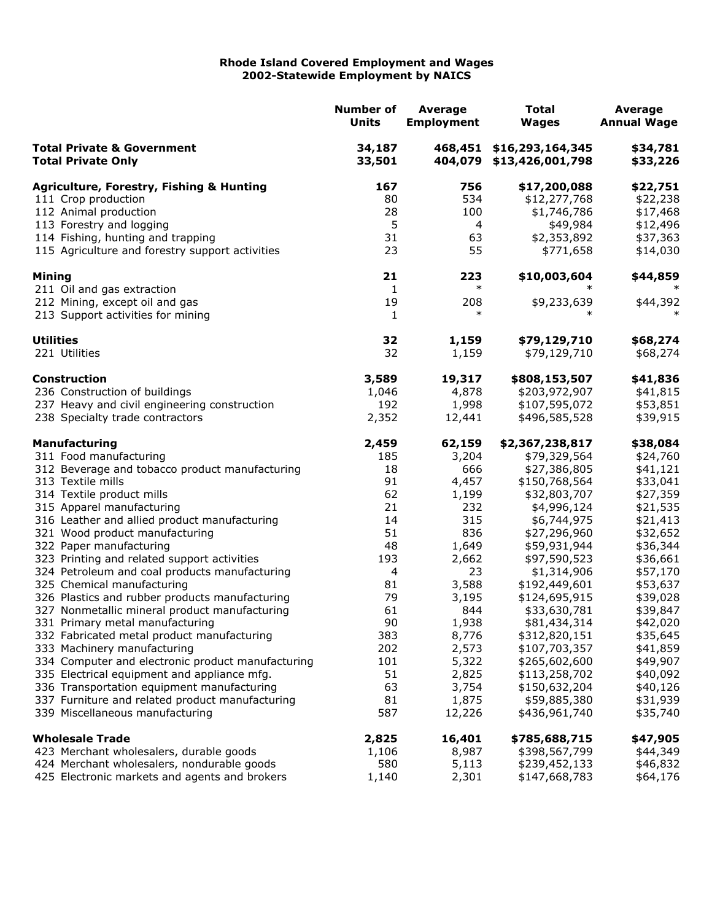**Rhode Island Covered Employment and Wages**
**2002-Statewide Employment by NAICS**

| | Number of Units | Average Employment | Total Wages | Average Annual Wage |
|---|---|---|---|---|
| **Total Private & Government** | **34,187** | **468,451** | **$16,293,164,345** | **$34,781** |
| **Total Private Only** | **33,501** | **404,079** | **$13,426,001,798** | **$33,226** |
| | | | | |
| **Agriculture, Forestry, Fishing & Hunting** | **167** | **756** | **$17,200,088** | **$22,751** |
| 111 Crop production | 80 | 534 | $12,277,768 | $22,238 |
| 112 Animal production | 28 | 100 | $1,746,786 | $17,468 |
| 113 Forestry and logging | 5 | 4 | $49,984 | $12,496 |
| 114 Fishing, hunting and trapping | 31 | 63 | $2,353,892 | $37,363 |
| 115 Agriculture and forestry support activities | 23 | 55 | $771,658 | $14,030 |
| | | | | |
| **Mining** | **21** | **223** | **$10,003,604** | **$44,859** |
| 211 Oil and gas extraction | 1 | * | * | * |
| 212 Mining, except oil and gas | 19 | 208 | $9,233,639 | $44,392 |
| 213 Support activities for mining | 1 | * | * | * |
| | | | | |
| **Utilities** | **32** | **1,159** | **$79,129,710** | **$68,274** |
| 221 Utilities | 32 | 1,159 | $79,129,710 | $68,274 |
| | | | | |
| **Construction** | **3,589** | **19,317** | **$808,153,507** | **$41,836** |
| 236 Construction of buildings | 1,046 | 4,878 | $203,972,907 | $41,815 |
| 237 Heavy and civil engineering construction | 192 | 1,998 | $107,595,072 | $53,851 |
| 238 Specialty trade contractors | 2,352 | 12,441 | $496,585,528 | $39,915 |
| | | | | |
| **Manufacturing** | **2,459** | **62,159** | **$2,367,238,817** | **$38,084** |
| 311 Food manufacturing | 185 | 3,204 | $79,329,564 | $24,760 |
| 312 Beverage and tobacco product manufacturing | 18 | 666 | $27,386,805 | $41,121 |
| 313 Textile mills | 91 | 4,457 | $150,768,564 | $33,041 |
| 314 Textile product mills | 62 | 1,199 | $32,803,707 | $27,359 |
| 315 Apparel manufacturing | 21 | 232 | $4,996,124 | $21,535 |
| 316 Leather and allied product manufacturing | 14 | 315 | $6,744,975 | $21,413 |
| 321 Wood product manufacturing | 51 | 836 | $27,296,960 | $32,652 |
| 322 Paper manufacturing | 48 | 1,649 | $59,931,944 | $36,344 |
| 323 Printing and related support activities | 193 | 2,662 | $97,590,523 | $36,661 |
| 324 Petroleum and coal products manufacturing | 4 | 23 | $1,314,906 | $57,170 |
| 325 Chemical manufacturing | 81 | 3,588 | $192,449,601 | $53,637 |
| 326 Plastics and rubber products manufacturing | 79 | 3,195 | $124,695,915 | $39,028 |
| 327 Nonmetallic mineral product manufacturing | 61 | 844 | $33,630,781 | $39,847 |
| 331 Primary metal manufacturing | 90 | 1,938 | $81,434,314 | $42,020 |
| 332 Fabricated metal product manufacturing | 383 | 8,776 | $312,820,151 | $35,645 |
| 333 Machinery manufacturing | 202 | 2,573 | $107,703,357 | $41,859 |
| 334 Computer and electronic product manufacturing | 101 | 5,322 | $265,602,600 | $49,907 |
| 335 Electrical equipment and appliance mfg. | 51 | 2,825 | $113,258,702 | $40,092 |
| 336 Transportation equipment manufacturing | 63 | 3,754 | $150,632,204 | $40,126 |
| 337 Furniture and related product manufacturing | 81 | 1,875 | $59,885,380 | $31,939 |
| 339 Miscellaneous manufacturing | 587 | 12,226 | $436,961,740 | $35,740 |
| | | | | |
| **Wholesale Trade** | **2,825** | **16,401** | **$785,688,715** | **$47,905** |
| 423 Merchant wholesalers, durable goods | 1,106 | 8,987 | $398,567,799 | $44,349 |
| 424 Merchant wholesalers, nondurable goods | 580 | 5,113 | $239,452,133 | $46,832 |
| 425 Electronic markets and agents and brokers | 1,140 | 2,301 | $147,668,783 | $64,176 |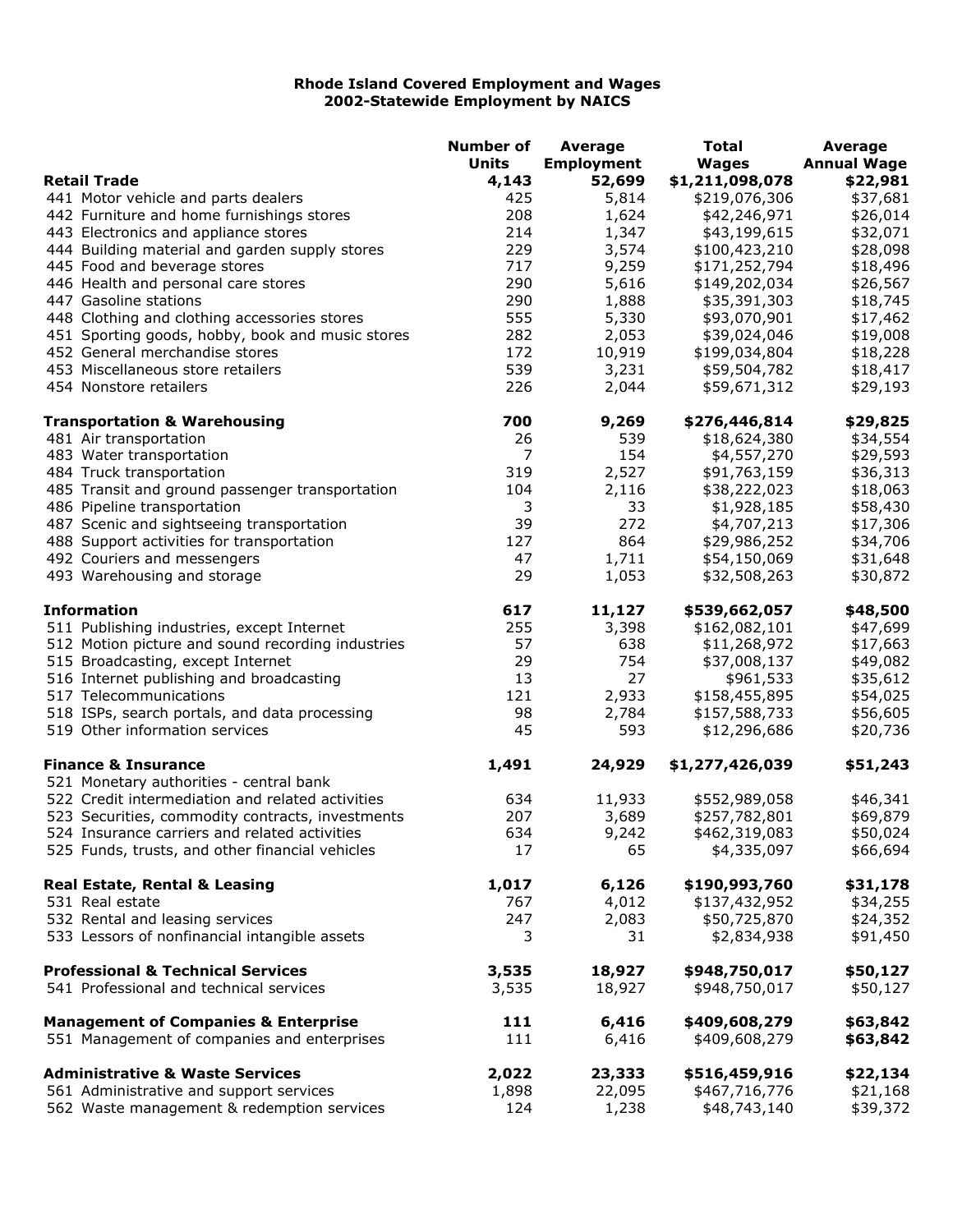**Rhode Island Covered Employment and Wages**
**2002-Statewide Employment by NAICS**

| | Number of Units | Average Employment | Total Wages | Average Annual Wage |
|---|---|---|---|---|
| **Retail Trade** | **4,143** | **52,699** | **$1,211,098,078** | **$22,981** |
| 441 Motor vehicle and parts dealers | 425 | 5,814 | $219,076,306 | $37,681 |
| 442 Furniture and home furnishings stores | 208 | 1,624 | $42,246,971 | $26,014 |
| 443 Electronics and appliance stores | 214 | 1,347 | $43,199,615 | $32,071 |
| 444 Building material and garden supply stores | 229 | 3,574 | $100,423,210 | $28,098 |
| 445 Food and beverage stores | 717 | 9,259 | $171,252,794 | $18,496 |
| 446 Health and personal care stores | 290 | 5,616 | $149,202,034 | $26,567 |
| 447 Gasoline stations | 290 | 1,888 | $35,391,303 | $18,745 |
| 448 Clothing and clothing accessories stores | 555 | 5,330 | $93,070,901 | $17,462 |
| 451 Sporting goods, hobby, book and music stores | 282 | 2,053 | $39,024,046 | $19,008 |
| 452 General merchandise stores | 172 | 10,919 | $199,034,804 | $18,228 |
| 453 Miscellaneous store retailers | 539 | 3,231 | $59,504,782 | $18,417 |
| 454 Nonstore retailers | 226 | 2,044 | $59,671,312 | $29,193 |
| | | | | |
| **Transportation & Warehousing** | **700** | **9,269** | **$276,446,814** | **$29,825** |
| 481 Air transportation | 26 | 539 | $18,624,380 | $34,554 |
| 483 Water transportation | 7 | 154 | $4,557,270 | $29,593 |
| 484 Truck transportation | 319 | 2,527 | $91,763,159 | $36,313 |
| 485 Transit and ground passenger transportation | 104 | 2,116 | $38,222,023 | $18,063 |
| 486 Pipeline transportation | 3 | 33 | $1,928,185 | $58,430 |
| 487 Scenic and sightseeing transportation | 39 | 272 | $4,707,213 | $17,306 |
| 488 Support activities for transportation | 127 | 864 | $29,986,252 | $34,706 |
| 492 Couriers and messengers | 47 | 1,711 | $54,150,069 | $31,648 |
| 493 Warehousing and storage | 29 | 1,053 | $32,508,263 | $30,872 |
| | | | | |
| **Information** | **617** | **11,127** | **$539,662,057** | **$48,500** |
| 511 Publishing industries, except Internet | 255 | 3,398 | $162,082,101 | $47,699 |
| 512 Motion picture and sound recording industries | 57 | 638 | $11,268,972 | $17,663 |
| 515 Broadcasting, except Internet | 29 | 754 | $37,008,137 | $49,082 |
| 516 Internet publishing and broadcasting | 13 | 27 | $961,533 | $35,612 |
| 517 Telecommunications | 121 | 2,933 | $158,455,895 | $54,025 |
| 518 ISPs, search portals, and data processing | 98 | 2,784 | $157,588,733 | $56,605 |
| 519 Other information services | 45 | 593 | $12,296,686 | $20,736 |
| | | | | |
| **Finance & Insurance** | **1,491** | **24,929** | **$1,277,426,039** | **$51,243** |
| 521 Monetary authorities - central bank | | | | |
| 522 Credit intermediation and related activities | 634 | 11,933 | $552,989,058 | $46,341 |
| 523 Securities, commodity contracts, investments | 207 | 3,689 | $257,782,801 | $69,879 |
| 524 Insurance carriers and related activities | 634 | 9,242 | $462,319,083 | $50,024 |
| 525 Funds, trusts, and other financial vehicles | 17 | 65 | $4,335,097 | $66,694 |
| | | | | |
| **Real Estate, Rental & Leasing** | **1,017** | **6,126** | **$190,993,760** | **$31,178** |
| 531 Real estate | 767 | 4,012 | $137,432,952 | $34,255 |
| 532 Rental and leasing services | 247 | 2,083 | $50,725,870 | $24,352 |
| 533 Lessors of nonfinancial intangible assets | 3 | 31 | $2,834,938 | $91,450 |
| | | | | |
| **Professional & Technical Services** | **3,535** | **18,927** | **$948,750,017** | **$50,127** |
| 541 Professional and technical services | 3,535 | 18,927 | $948,750,017 | $50,127 |
| | | | | |
| **Management of Companies & Enterprise** | **111** | **6,416** | **$409,608,279** | **$63,842** |
| 551 Management of companies and enterprises | 111 | 6,416 | $409,608,279 | **$63,842** |
| | | | | |
| **Administrative & Waste Services** | **2,022** | **23,333** | **$516,459,916** | **$22,134** |
| 561 Administrative and support services | 1,898 | 22,095 | $467,716,776 | $21,168 |
| 562 Waste management & redemption services | 124 | 1,238 | $48,743,140 | $39,372 |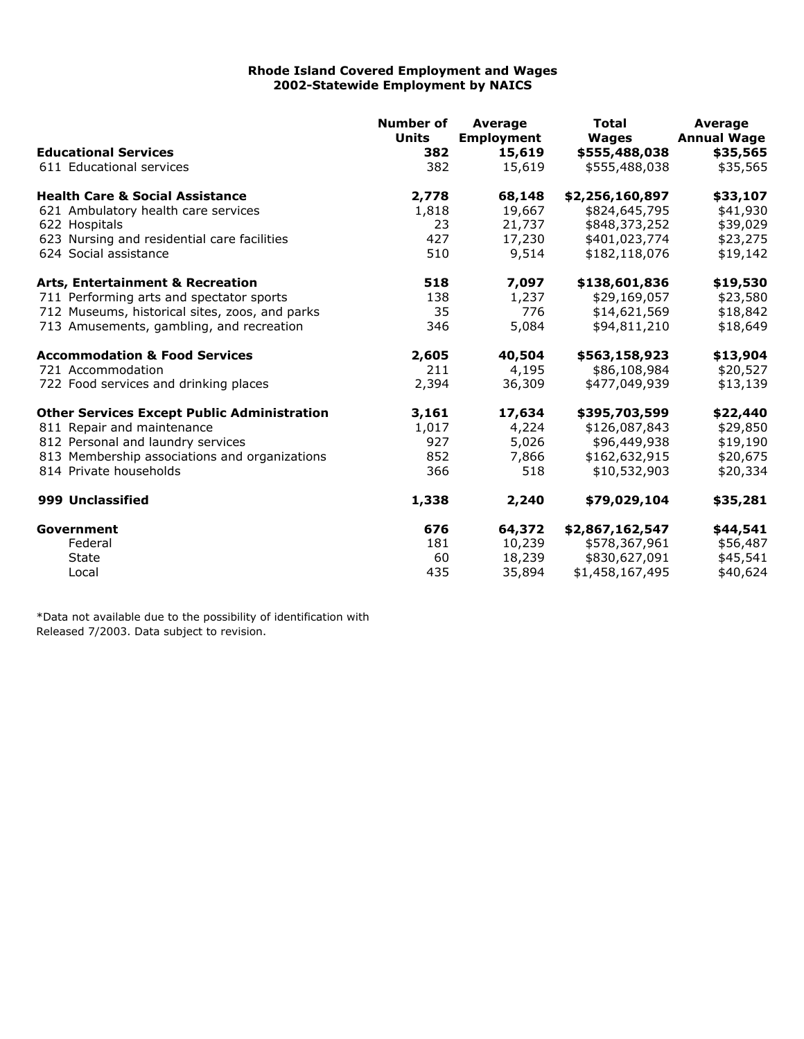**Rhode Island Covered Employment and Wages**
**2002-Statewide Employment by NAICS**

| | Number of Units | Average Employment | Total Wages | Average Annual Wage |
|---|---|---|---|---|
| **Educational Services** | **382** | **15,619** | **$555,488,038** | **$35,565** |
| 611 Educational services | 382 | 15,619 | $555,488,038 | $35,565 |
| | | | | |
| **Health Care & Social Assistance** | **2,778** | **68,148** | **$2,256,160,897** | **$33,107** |
| 621 Ambulatory health care services | 1,818 | 19,667 | $824,645,795 | $41,930 |
| 622 Hospitals | 23 | 21,737 | $848,373,252 | $39,029 |
| 623 Nursing and residential care facilities | 427 | 17,230 | $401,023,774 | $23,275 |
| 624 Social assistance | 510 | 9,514 | $182,118,076 | $19,142 |
| | | | | |
| **Arts, Entertainment & Recreation** | **518** | **7,097** | **$138,601,836** | **$19,530** |
| 711 Performing arts and spectator sports | 138 | 1,237 | $29,169,057 | $23,580 |
| 712 Museums, historical sites, zoos, and parks | 35 | 776 | $14,621,569 | $18,842 |
| 713 Amusements, gambling, and recreation | 346 | 5,084 | $94,811,210 | $18,649 |
| | | | | |
| **Accommodation & Food Services** | **2,605** | **40,504** | **$563,158,923** | **$13,904** |
| 721 Accommodation | 211 | 4,195 | $86,108,984 | $20,527 |
| 722 Food services and drinking places | 2,394 | 36,309 | $477,049,939 | $13,139 |
| | | | | |
| **Other Services Except Public Administration** | **3,161** | **17,634** | **$395,703,599** | **$22,440** |
| 811 Repair and maintenance | 1,017 | 4,224 | $126,087,843 | $29,850 |
| 812 Personal and laundry services | 927 | 5,026 | $96,449,938 | $19,190 |
| 813 Membership associations and organizations | 852 | 7,866 | $162,632,915 | $20,675 |
| 814 Private households | 366 | 518 | $10,532,903 | $20,334 |
| | | | | |
| **999 Unclassified** | **1,338** | **2,240** | **$79,029,104** | **$35,281** |
| | | | | |
| **Government** | **676** | **64,372** | **$2,867,162,547** | **$44,541** |
| Federal | 181 | 10,239 | $578,367,961 | $56,487 |
| State | 60 | 18,239 | $830,627,091 | $45,541 |
| Local | 435 | 35,894 | $1,458,167,495 | $40,624 |

*Data not available due to the possibility of identification with
Released 7/2003. Data subject to revision.